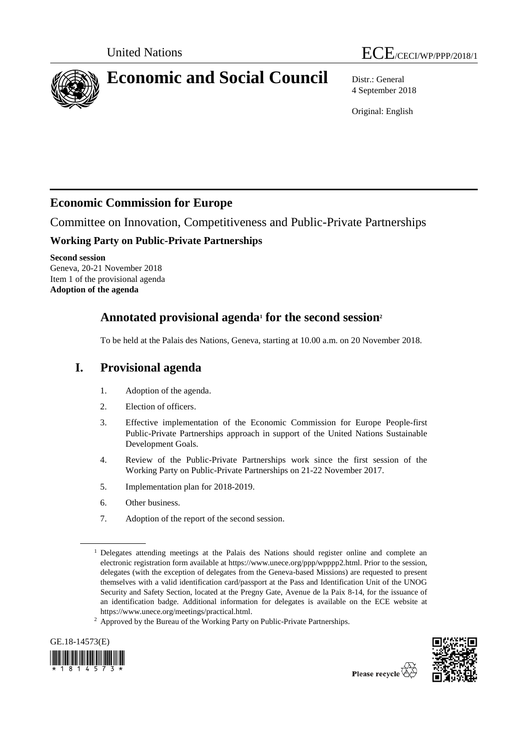United Nations — ECE/CECI/WP/PPP/2018/1

# Economic and Social Council

Distr.: General
4 September 2018

Original: English

## Economic Commission for Europe

Committee on Innovation, Competitiveness and Public-Private Partnerships

### Working Party on Public-Private Partnerships

**Second session**
Geneva, 20-21 November 2018
Item 1 of the provisional agenda
**Adoption of the agenda**

## Annotated provisional agenda[1] for the second session[2]

To be held at the Palais des Nations, Geneva, starting at 10.00 a.m. on 20 November 2018.

## I. Provisional agenda

1. Adoption of the agenda.
2. Election of officers.
3. Effective implementation of the Economic Commission for Europe People-first Public-Private Partnerships approach in support of the United Nations Sustainable Development Goals.
4. Review of the Public-Private Partnerships work since the first session of the Working Party on Public-Private Partnerships on 21-22 November 2017.
5. Implementation plan for 2018-2019.
6. Other business.
7. Adoption of the report of the second session.

---

[1] Delegates attending meetings at the Palais des Nations should register online and complete an electronic registration form available at https://www.unece.org/ppp/wpppp2.html. Prior to the session, delegates (with the exception of delegates from the Geneva-based Missions) are requested to present themselves with a valid identification card/passport at the Pass and Identification Unit of the UNOG Security and Safety Section, located at the Pregny Gate, Avenue de la Paix 8-14, for the issuance of an identification badge. Additional information for delegates is available on the ECE website at https://www.unece.org/meetings/practical.html.

[2] Approved by the Bureau of the Working Party on Public-Private Partnerships.

GE.18-14573(E)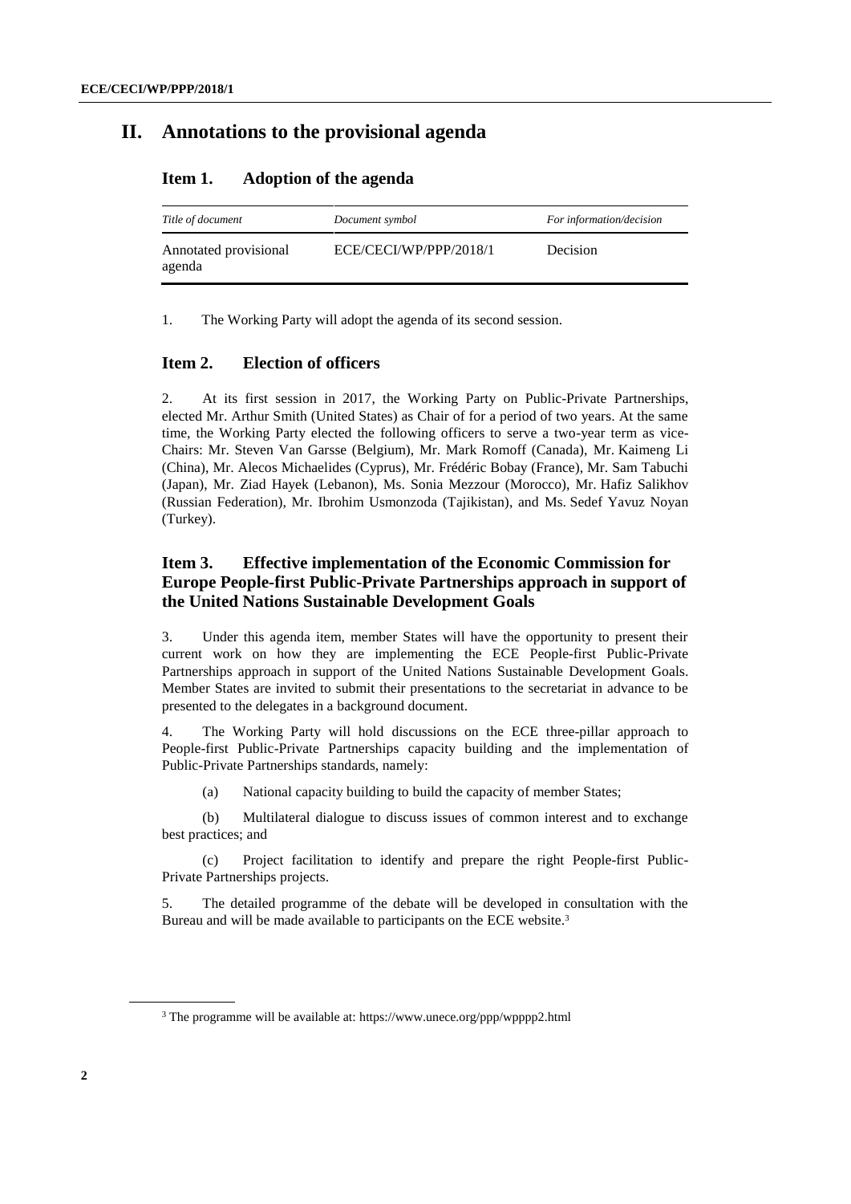## II. Annotations to the provisional agenda

### Item 1. Adoption of the agenda

| *Title of document* | *Document symbol* | *For information/decision* |
|---|---|---|
| Annotated provisional agenda | ECE/CECI/WP/PPP/2018/1 | Decision |

1. The Working Party will adopt the agenda of its second session.

### Item 2. Election of officers

2. At its first session in 2017, the Working Party on Public-Private Partnerships, elected Mr. Arthur Smith (United States) as Chair of for a period of two years. At the same time, the Working Party elected the following officers to serve a two-year term as vice-Chairs: Mr. Steven Van Garsse (Belgium), Mr. Mark Romoff (Canada), Mr. Kaimeng Li (China), Mr. Alecos Michaelides (Cyprus), Mr. Frédéric Bobay (France), Mr. Sam Tabuchi (Japan), Mr. Ziad Hayek (Lebanon), Ms. Sonia Mezzour (Morocco), Mr. Hafiz Salikhov (Russian Federation), Mr. Ibrohim Usmonzoda (Tajikistan), and Ms. Sedef Yavuz Noyan (Turkey).

### Item 3. Effective implementation of the Economic Commission for Europe People-first Public-Private Partnerships approach in support of the United Nations Sustainable Development Goals

3. Under this agenda item, member States will have the opportunity to present their current work on how they are implementing the ECE People-first Public-Private Partnerships approach in support of the United Nations Sustainable Development Goals. Member States are invited to submit their presentations to the secretariat in advance to be presented to the delegates in a background document.

4. The Working Party will hold discussions on the ECE three-pillar approach to People-first Public-Private Partnerships capacity building and the implementation of Public-Private Partnerships standards, namely:

(a) National capacity building to build the capacity of member States;

(b) Multilateral dialogue to discuss issues of common interest and to exchange best practices; and

(c) Project facilitation to identify and prepare the right People-first Public-Private Partnerships projects.

5. The detailed programme of the debate will be developed in consultation with the Bureau and will be made available to participants on the ECE website.[3]

[3] The programme will be available at: https://www.unece.org/ppp/wpppp2.html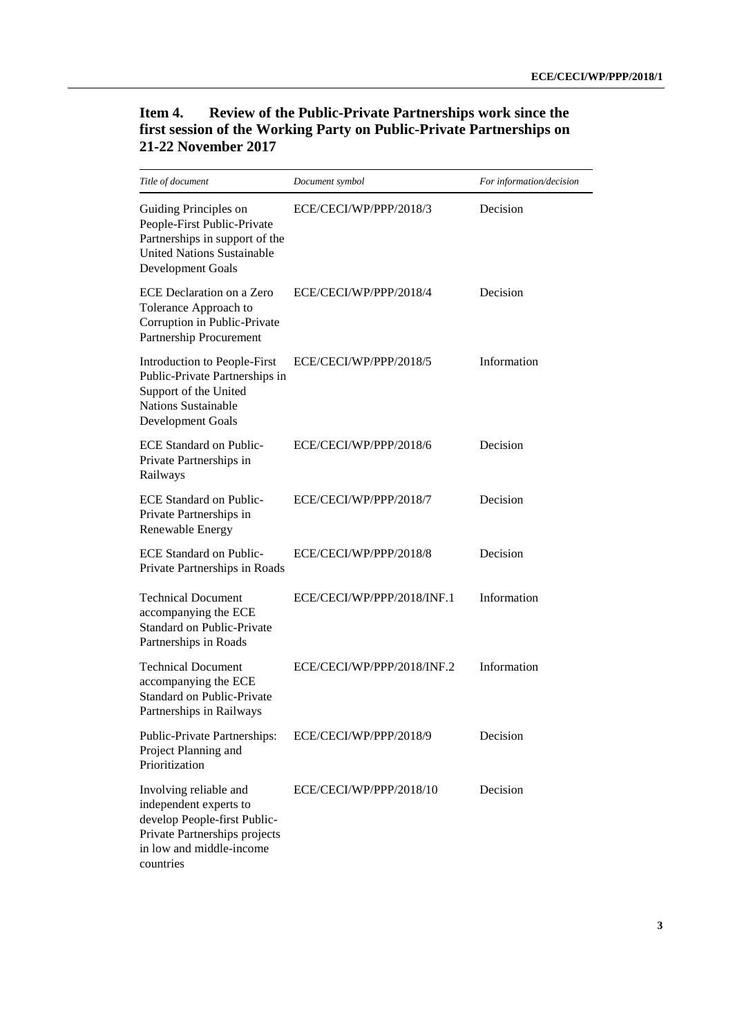### Item 4. Review of the Public-Private Partnerships work since the first session of the Working Party on Public-Private Partnerships on 21-22 November 2017

| *Title of document* | *Document symbol* | *For information/decision* |
|---|---|---|
| Guiding Principles on People-First Public-Private Partnerships in support of the United Nations Sustainable Development Goals | ECE/CECI/WP/PPP/2018/3 | Decision |
| ECE Declaration on a Zero Tolerance Approach to Corruption in Public-Private Partnership Procurement | ECE/CECI/WP/PPP/2018/4 | Decision |
| Introduction to People-First Public-Private Partnerships in Support of the United Nations Sustainable Development Goals | ECE/CECI/WP/PPP/2018/5 | Information |
| ECE Standard on Public-Private Partnerships in Railways | ECE/CECI/WP/PPP/2018/6 | Decision |
| ECE Standard on Public-Private Partnerships in Renewable Energy | ECE/CECI/WP/PPP/2018/7 | Decision |
| ECE Standard on Public-Private Partnerships in Roads | ECE/CECI/WP/PPP/2018/8 | Decision |
| Technical Document accompanying the ECE Standard on Public-Private Partnerships in Roads | ECE/CECI/WP/PPP/2018/INF.1 | Information |
| Technical Document accompanying the ECE Standard on Public-Private Partnerships in Railways | ECE/CECI/WP/PPP/2018/INF.2 | Information |
| Public-Private Partnerships: Project Planning and Prioritization | ECE/CECI/WP/PPP/2018/9 | Decision |
| Involving reliable and independent experts to develop People-first Public-Private Partnerships projects in low and middle-income countries | ECE/CECI/WP/PPP/2018/10 | Decision |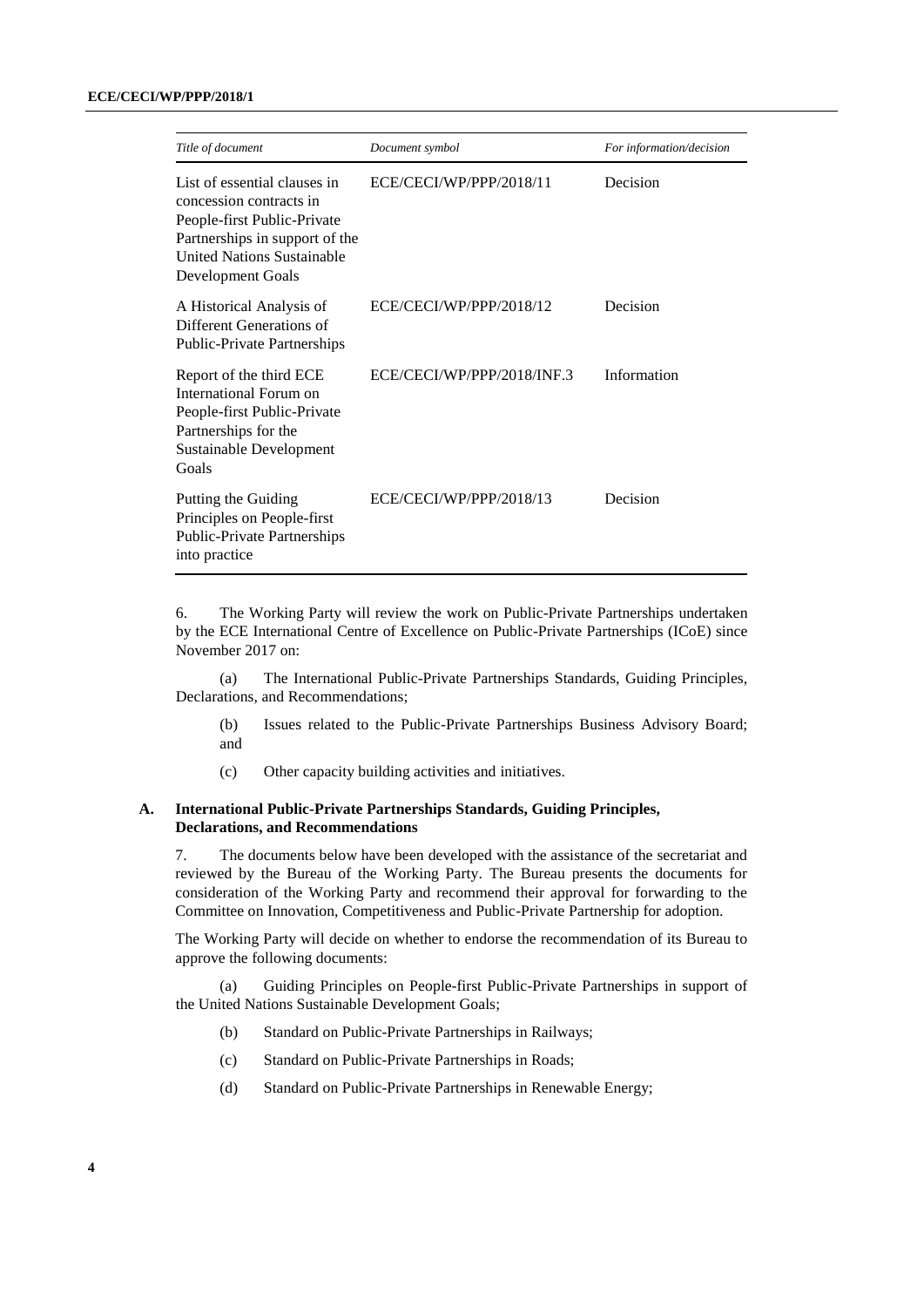| *Title of document* | *Document symbol* | *For information/decision* |
|---|---|---|
| List of essential clauses in concession contracts in People-first Public-Private Partnerships in support of the United Nations Sustainable Development Goals | ECE/CECI/WP/PPP/2018/11 | Decision |
| A Historical Analysis of Different Generations of Public-Private Partnerships | ECE/CECI/WP/PPP/2018/12 | Decision |
| Report of the third ECE International Forum on People-first Public-Private Partnerships for the Sustainable Development Goals | ECE/CECI/WP/PPP/2018/INF.3 | Information |
| Putting the Guiding Principles on People-first Public-Private Partnerships into practice | ECE/CECI/WP/PPP/2018/13 | Decision |

6. The Working Party will review the work on Public-Private Partnerships undertaken by the ECE International Centre of Excellence on Public-Private Partnerships (ICoE) since November 2017 on:

(a) The International Public-Private Partnerships Standards, Guiding Principles, Declarations, and Recommendations;

(b) Issues related to the Public-Private Partnerships Business Advisory Board; and

(c) Other capacity building activities and initiatives.

### A. International Public-Private Partnerships Standards, Guiding Principles, Declarations, and Recommendations

7. The documents below have been developed with the assistance of the secretariat and reviewed by the Bureau of the Working Party. The Bureau presents the documents for consideration of the Working Party and recommend their approval for forwarding to the Committee on Innovation, Competitiveness and Public-Private Partnership for adoption.

The Working Party will decide on whether to endorse the recommendation of its Bureau to approve the following documents:

(a) Guiding Principles on People-first Public-Private Partnerships in support of the United Nations Sustainable Development Goals;

(b) Standard on Public-Private Partnerships in Railways;

(c) Standard on Public-Private Partnerships in Roads;

(d) Standard on Public-Private Partnerships in Renewable Energy;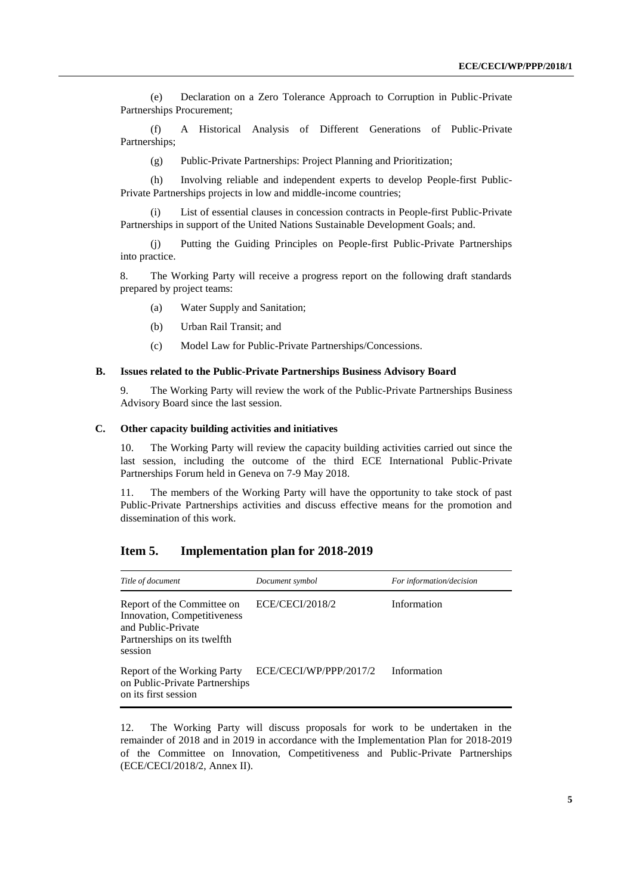(e) Declaration on a Zero Tolerance Approach to Corruption in Public-Private Partnerships Procurement;

(f) A Historical Analysis of Different Generations of Public-Private Partnerships;

(g) Public-Private Partnerships: Project Planning and Prioritization;

(h) Involving reliable and independent experts to develop People-first Public-Private Partnerships projects in low and middle-income countries;

(i) List of essential clauses in concession contracts in People-first Public-Private Partnerships in support of the United Nations Sustainable Development Goals; and.

(j) Putting the Guiding Principles on People-first Public-Private Partnerships into practice.

8. The Working Party will receive a progress report on the following draft standards prepared by project teams:

(a) Water Supply and Sanitation;

(b) Urban Rail Transit; and

(c) Model Law for Public-Private Partnerships/Concessions.

### B. Issues related to the Public-Private Partnerships Business Advisory Board

9. The Working Party will review the work of the Public-Private Partnerships Business Advisory Board since the last session.

### C. Other capacity building activities and initiatives

10. The Working Party will review the capacity building activities carried out since the last session, including the outcome of the third ECE International Public-Private Partnerships Forum held in Geneva on 7-9 May 2018.

11. The members of the Working Party will have the opportunity to take stock of past Public-Private Partnerships activities and discuss effective means for the promotion and dissemination of this work.

## Item 5. Implementation plan for 2018-2019

| *Title of document* | *Document symbol* | *For information/decision* |
|---|---|---|
| Report of the Committee on Innovation, Competitiveness and Public-Private Partnerships on its twelfth session | ECE/CECI/2018/2 | Information |
| Report of the Working Party on Public-Private Partnerships on its first session | ECE/CECI/WP/PPP/2017/2 | Information |

12. The Working Party will discuss proposals for work to be undertaken in the remainder of 2018 and in 2019 in accordance with the Implementation Plan for 2018-2019 of the Committee on Innovation, Competitiveness and Public-Private Partnerships (ECE/CECI/2018/2, Annex II).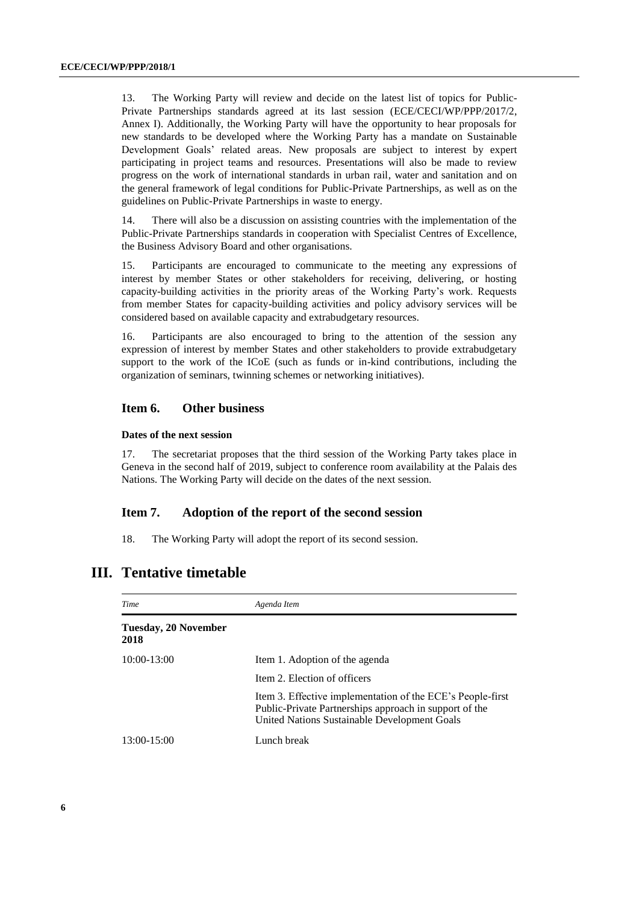13. The Working Party will review and decide on the latest list of topics for Public-Private Partnerships standards agreed at its last session (ECE/CECI/WP/PPP/2017/2, Annex I). Additionally, the Working Party will have the opportunity to hear proposals for new standards to be developed where the Working Party has a mandate on Sustainable Development Goals' related areas. New proposals are subject to interest by expert participating in project teams and resources. Presentations will also be made to review progress on the work of international standards in urban rail, water and sanitation and on the general framework of legal conditions for Public-Private Partnerships, as well as on the guidelines on Public-Private Partnerships in waste to energy.

14. There will also be a discussion on assisting countries with the implementation of the Public-Private Partnerships standards in cooperation with Specialist Centres of Excellence, the Business Advisory Board and other organisations.

15. Participants are encouraged to communicate to the meeting any expressions of interest by member States or other stakeholders for receiving, delivering, or hosting capacity-building activities in the priority areas of the Working Party's work. Requests from member States for capacity-building activities and policy advisory services will be considered based on available capacity and extrabudgetary resources.

16. Participants are also encouraged to bring to the attention of the session any expression of interest by member States and other stakeholders to provide extrabudgetary support to the work of the ICoE (such as funds or in-kind contributions, including the organization of seminars, twinning schemes or networking initiatives).

### Item 6. Other business

#### Dates of the next session

17. The secretariat proposes that the third session of the Working Party takes place in Geneva in the second half of 2019, subject to conference room availability at the Palais des Nations. The Working Party will decide on the dates of the next session.

### Item 7. Adoption of the report of the second session

18. The Working Party will adopt the report of its second session.

## III. Tentative timetable

| *Time* | *Agenda Item* |
|---|---|
| **Tuesday, 20 November 2018** | |
| 10:00-13:00 | Item 1. Adoption of the agenda |
| | Item 2. Election of officers |
| | Item 3. Effective implementation of the ECE's People-first Public-Private Partnerships approach in support of the United Nations Sustainable Development Goals |
| 13:00-15:00 | Lunch break |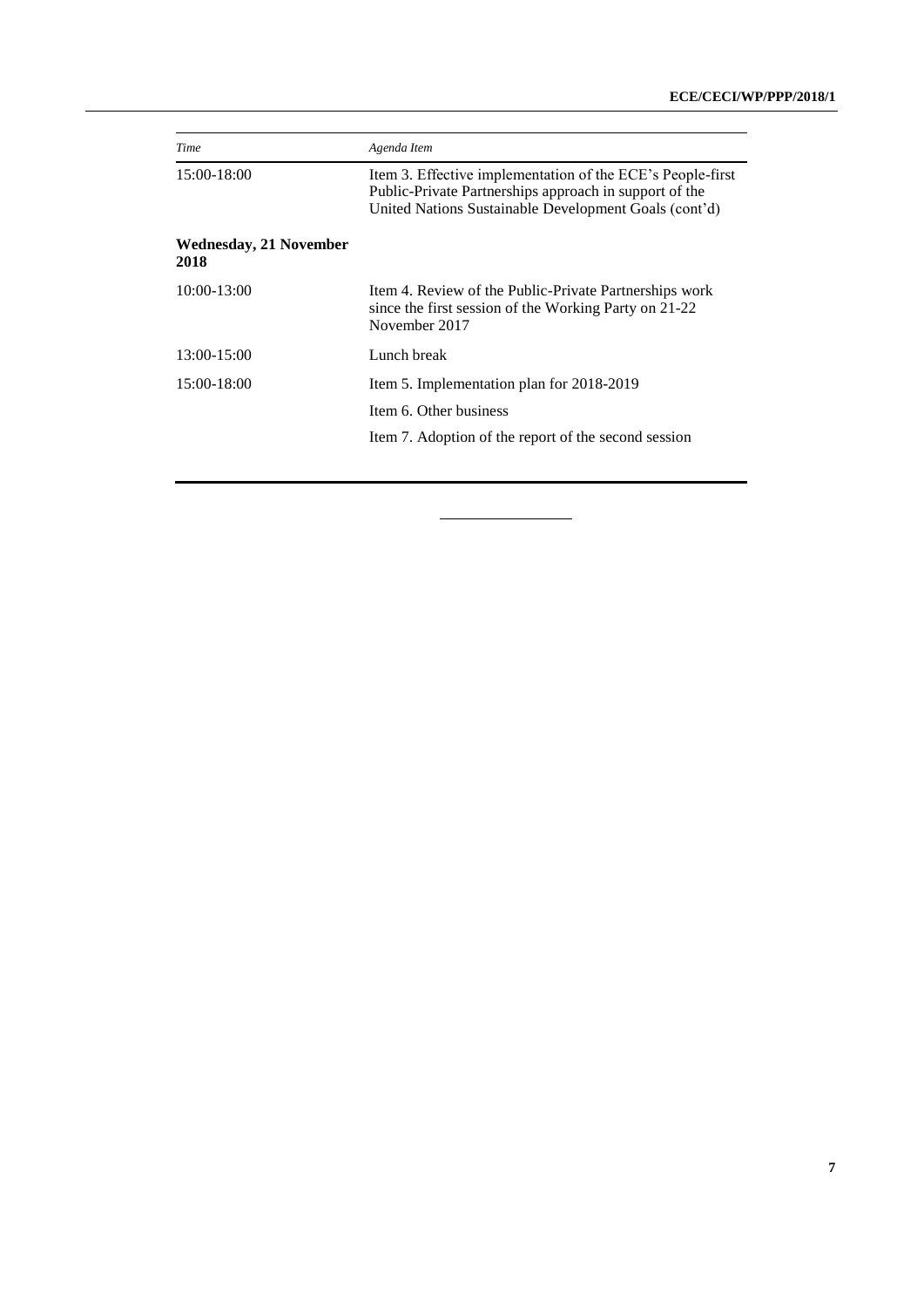| *Time* | *Agenda Item* |
| --- | --- |
| 15:00-18:00 | Item 3. Effective implementation of the ECE's People-first Public-Private Partnerships approach in support of the United Nations Sustainable Development Goals (cont'd) |
| **Wednesday, 21 November 2018** | |
| 10:00-13:00 | Item 4. Review of the Public-Private Partnerships work since the first session of the Working Party on 21-22 November 2017 |
| 13:00-15:00 | Lunch break |
| 15:00-18:00 | Item 5. Implementation plan for 2018-2019 |
| | Item 6. Other business |
| | Item 7. Adoption of the report of the second session |